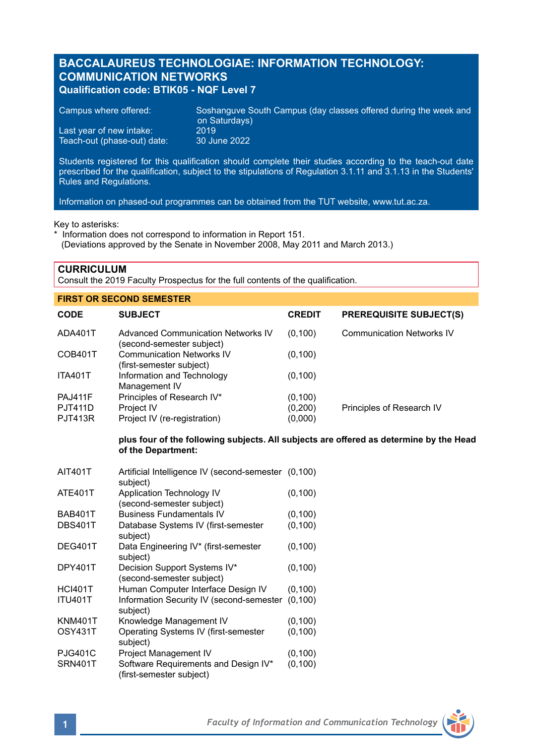# BACCALAUREUS TECHNOLOGIAE: INFORMATION TECHNOLOGY: COMMUNICATION NETWORKS

**Qualification code: BTIK05 - NQF Level 7**

| | |
|---|---|
| Campus where offered: | Soshanguve South Campus (day classes offered during the week and on Saturdays) |
| Last year of new intake: | 2019 |
| Teach-out (phase-out) date: | 30 June 2022 |

Students registered for this qualification should complete their studies according to the teach-out date prescribed for the qualification, subject to the stipulations of Regulation 3.1.11 and 3.1.13 in the Students' Rules and Regulations.

Information on phased-out programmes can be obtained from the TUT website, www.tut.ac.za.

Key to asterisks:
* Information does not correspond to information in Report 151.
(Deviations approved by the Senate in November 2008, May 2011 and March 2013.)

## CURRICULUM

Consult the 2019 Faculty Prospectus for the full contents of the qualification.

### FIRST OR SECOND SEMESTER

| CODE | SUBJECT | CREDIT | PREREQUISITE SUBJECT(S) |
|---|---|---|---|
| ADA401T | Advanced Communication Networks IV (second-semester subject) | (0,100) | Communication Networks IV |
| COB401T | Communication Networks IV (first-semester subject) | (0,100) | |
| ITA401T | Information and Technology Management IV | (0,100) | |
| PAJ411F | Principles of Research IV* | (0,100) | |
| PJT411D | Project IV | (0,200) | Principles of Research IV |
| PJT413R | Project IV (re-registration) | (0,000) | |

**plus four of the following subjects. All subjects are offered as determine by the Head of the Department:**

| CODE | SUBJECT | CREDIT |
|---|---|---|
| AIT401T | Artificial Intelligence IV (second-semester subject) | (0,100) |
| ATE401T | Application Technology IV (second-semester subject) | (0,100) |
| BAB401T | Business Fundamentals IV | (0,100) |
| DBS401T | Database Systems IV (first-semester subject) | (0,100) |
| DEG401T | Data Engineering IV* (first-semester subject) | (0,100) |
| DPY401T | Decision Support Systems IV* (second-semester subject) | (0,100) |
| HCI401T | Human Computer Interface Design IV | (0,100) |
| ITU401T | Information Security IV (second-semester subject) | (0,100) |
| KNM401T | Knowledge Management IV | (0,100) |
| OSY431T | Operating Systems IV (first-semester subject) | (0,100) |
| PJG401C | Project Management IV | (0,100) |
| SRN401T | Software Requirements and Design IV* (first-semester subject) | (0,100) |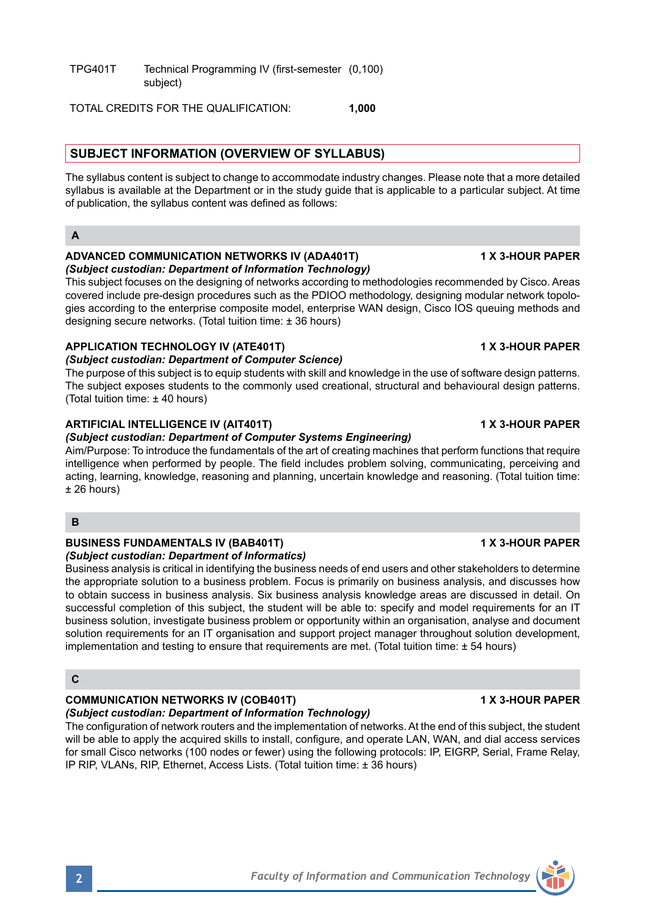| | | |
|---|---|---|
| TPG401T | Technical Programming IV (first-semester subject) | (0,100) |

TOTAL CREDITS FOR THE QUALIFICATION: **1,000**

## SUBJECT INFORMATION (OVERVIEW OF SYLLABUS)

The syllabus content is subject to change to accommodate industry changes. Please note that a more detailed syllabus is available at the Department or in the study guide that is applicable to a particular subject. At time of publication, the syllabus content was defined as follows:

### A

**ADVANCED COMMUNICATION NETWORKS IV (ADA401T)** **1 X 3-HOUR PAPER**
***(Subject custodian: Department of Information Technology)***
This subject focuses on the designing of networks according to methodologies recommended by Cisco. Areas covered include pre-design procedures such as the PDIOO methodology, designing modular network topologies according to the enterprise composite model, enterprise WAN design, Cisco IOS queuing methods and designing secure networks. (Total tuition time: ± 36 hours)

**APPLICATION TECHNOLOGY IV (ATE401T)** **1 X 3-HOUR PAPER**
***(Subject custodian: Department of Computer Science)***
The purpose of this subject is to equip students with skill and knowledge in the use of software design patterns. The subject exposes students to the commonly used creational, structural and behavioural design patterns. (Total tuition time: ± 40 hours)

**ARTIFICIAL INTELLIGENCE IV (AIT401T)** **1 X 3-HOUR PAPER**
***(Subject custodian: Department of Computer Systems Engineering)***
Aim/Purpose: To introduce the fundamentals of the art of creating machines that perform functions that require intelligence when performed by people. The field includes problem solving, communicating, perceiving and acting, learning, knowledge, reasoning and planning, uncertain knowledge and reasoning. (Total tuition time: ± 26 hours)

### B

**BUSINESS FUNDAMENTALS IV (BAB401T)** **1 X 3-HOUR PAPER**
***(Subject custodian: Department of Informatics)***
Business analysis is critical in identifying the business needs of end users and other stakeholders to determine the appropriate solution to a business problem. Focus is primarily on business analysis, and discusses how to obtain success in business analysis. Six business analysis knowledge areas are discussed in detail. On successful completion of this subject, the student will be able to: specify and model requirements for an IT business solution, investigate business problem or opportunity within an organisation, analyse and document solution requirements for an IT organisation and support project manager throughout solution development, implementation and testing to ensure that requirements are met. (Total tuition time: ± 54 hours)

### C

**COMMUNICATION NETWORKS IV (COB401T)** **1 X 3-HOUR PAPER**
***(Subject custodian: Department of Information Technology)***
The configuration of network routers and the implementation of networks. At the end of this subject, the student will be able to apply the acquired skills to install, configure, and operate LAN, WAN, and dial access services for small Cisco networks (100 nodes or fewer) using the following protocols: IP, EIGRP, Serial, Frame Relay, IP RIP, VLANs, RIP, Ethernet, Access Lists. (Total tuition time: ± 36 hours)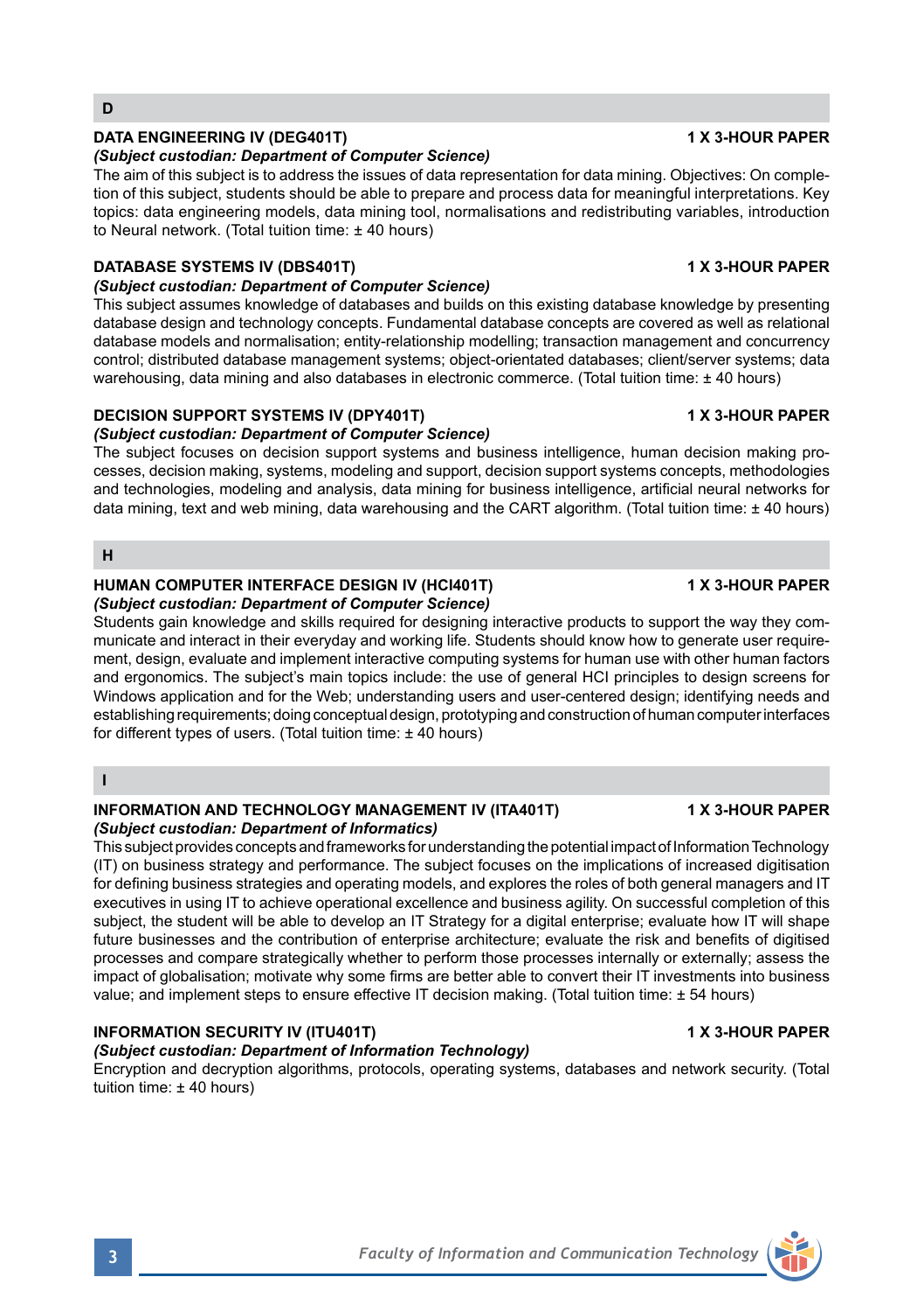## D

### DATA ENGINEERING IV (DEG401T) — 1 X 3-HOUR PAPER

*(Subject custodian: Department of Computer Science)*

The aim of this subject is to address the issues of data representation for data mining. Objectives: On completion of this subject, students should be able to prepare and process data for meaningful interpretations. Key topics: data engineering models, data mining tool, normalisations and redistributing variables, introduction to Neural network. (Total tuition time: ± 40 hours)

### DATABASE SYSTEMS IV (DBS401T) — 1 X 3-HOUR PAPER

*(Subject custodian: Department of Computer Science)*

This subject assumes knowledge of databases and builds on this existing database knowledge by presenting database design and technology concepts. Fundamental database concepts are covered as well as relational database models and normalisation; entity-relationship modelling; transaction management and concurrency control; distributed database management systems; object-orientated databases; client/server systems; data warehousing, data mining and also databases in electronic commerce. (Total tuition time: ± 40 hours)

### DECISION SUPPORT SYSTEMS IV (DPY401T) — 1 X 3-HOUR PAPER

*(Subject custodian: Department of Computer Science)*

The subject focuses on decision support systems and business intelligence, human decision making processes, decision making, systems, modeling and support, decision support systems concepts, methodologies and technologies, modeling and analysis, data mining for business intelligence, artificial neural networks for data mining, text and web mining, data warehousing and the CART algorithm. (Total tuition time: ± 40 hours)

## H

### HUMAN COMPUTER INTERFACE DESIGN IV (HCI401T) — 1 X 3-HOUR PAPER

*(Subject custodian: Department of Computer Science)*

Students gain knowledge and skills required for designing interactive products to support the way they communicate and interact in their everyday and working life. Students should know how to generate user requirement, design, evaluate and implement interactive computing systems for human use with other human factors and ergonomics. The subject's main topics include: the use of general HCI principles to design screens for Windows application and for the Web; understanding users and user-centered design; identifying needs and establishing requirements; doing conceptual design, prototyping and construction of human computer interfaces for different types of users. (Total tuition time: ± 40 hours)

## I

### INFORMATION AND TECHNOLOGY MANAGEMENT IV (ITA401T) — 1 X 3-HOUR PAPER

*(Subject custodian: Department of Informatics)*

This subject provides concepts and frameworks for understanding the potential impact of Information Technology (IT) on business strategy and performance. The subject focuses on the implications of increased digitisation for defining business strategies and operating models, and explores the roles of both general managers and IT executives in using IT to achieve operational excellence and business agility. On successful completion of this subject, the student will be able to develop an IT Strategy for a digital enterprise; evaluate how IT will shape future businesses and the contribution of enterprise architecture; evaluate the risk and benefits of digitised processes and compare strategically whether to perform those processes internally or externally; assess the impact of globalisation; motivate why some firms are better able to convert their IT investments into business value; and implement steps to ensure effective IT decision making. (Total tuition time: ± 54 hours)

### INFORMATION SECURITY IV (ITU401T) — 1 X 3-HOUR PAPER

*(Subject custodian: Department of Information Technology)*

Encryption and decryption algorithms, protocols, operating systems, databases and network security. (Total tuition time: ± 40 hours)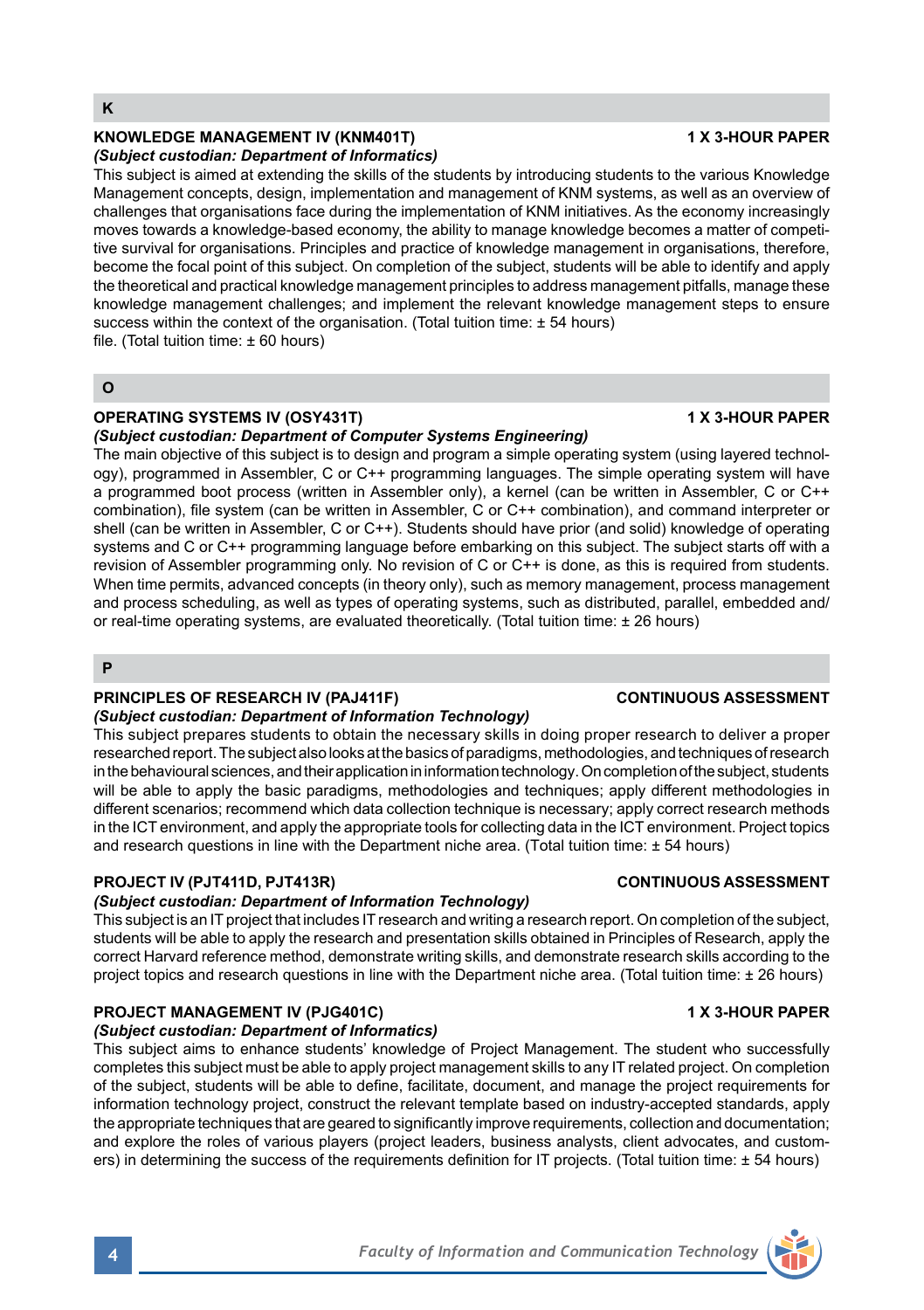## K

### KNOWLEDGE MANAGEMENT IV (KNM401T) — 1 X 3-HOUR PAPER

*(Subject custodian: Department of Informatics)*

This subject is aimed at extending the skills of the students by introducing students to the various Knowledge Management concepts, design, implementation and management of KNM systems, as well as an overview of challenges that organisations face during the implementation of KNM initiatives. As the economy increasingly moves towards a knowledge-based economy, the ability to manage knowledge becomes a matter of competitive survival for organisations. Principles and practice of knowledge management in organisations, therefore, become the focal point of this subject. On completion of the subject, students will be able to identify and apply the theoretical and practical knowledge management principles to address management pitfalls, manage these knowledge management challenges; and implement the relevant knowledge management steps to ensure success within the context of the organisation. (Total tuition time: ± 54 hours)
file. (Total tuition time: ± 60 hours)

## O

### OPERATING SYSTEMS IV (OSY431T) — 1 X 3-HOUR PAPER

*(Subject custodian: Department of Computer Systems Engineering)*

The main objective of this subject is to design and program a simple operating system (using layered technology), programmed in Assembler, C or C++ programming languages. The simple operating system will have a programmed boot process (written in Assembler only), a kernel (can be written in Assembler, C or C++ combination), file system (can be written in Assembler, C or C++ combination), and command interpreter or shell (can be written in Assembler, C or C++). Students should have prior (and solid) knowledge of operating systems and C or C++ programming language before embarking on this subject. The subject starts off with a revision of Assembler programming only. No revision of C or C++ is done, as this is required from students. When time permits, advanced concepts (in theory only), such as memory management, process management and process scheduling, as well as types of operating systems, such as distributed, parallel, embedded and/or real-time operating systems, are evaluated theoretically. (Total tuition time: ± 26 hours)

## P

### PRINCIPLES OF RESEARCH IV (PAJ411F) — CONTINUOUS ASSESSMENT

*(Subject custodian: Department of Information Technology)*

This subject prepares students to obtain the necessary skills in doing proper research to deliver a proper researched report. The subject also looks at the basics of paradigms, methodologies, and techniques of research in the behavioural sciences, and their application in information technology. On completion of the subject, students will be able to apply the basic paradigms, methodologies and techniques; apply different methodologies in different scenarios; recommend which data collection technique is necessary; apply correct research methods in the ICT environment, and apply the appropriate tools for collecting data in the ICT environment. Project topics and research questions in line with the Department niche area. (Total tuition time: ± 54 hours)

### PROJECT IV (PJT411D, PJT413R) — CONTINUOUS ASSESSMENT

*(Subject custodian: Department of Information Technology)*

This subject is an IT project that includes IT research and writing a research report. On completion of the subject, students will be able to apply the research and presentation skills obtained in Principles of Research, apply the correct Harvard reference method, demonstrate writing skills, and demonstrate research skills according to the project topics and research questions in line with the Department niche area. (Total tuition time: ± 26 hours)

### PROJECT MANAGEMENT IV (PJG401C) — 1 X 3-HOUR PAPER

*(Subject custodian: Department of Informatics)*

This subject aims to enhance students' knowledge of Project Management. The student who successfully completes this subject must be able to apply project management skills to any IT related project. On completion of the subject, students will be able to define, facilitate, document, and manage the project requirements for information technology project, construct the relevant template based on industry-accepted standards, apply the appropriate techniques that are geared to significantly improve requirements, collection and documentation; and explore the roles of various players (project leaders, business analysts, client advocates, and customers) in determining the success of the requirements definition for IT projects. (Total tuition time: ± 54 hours)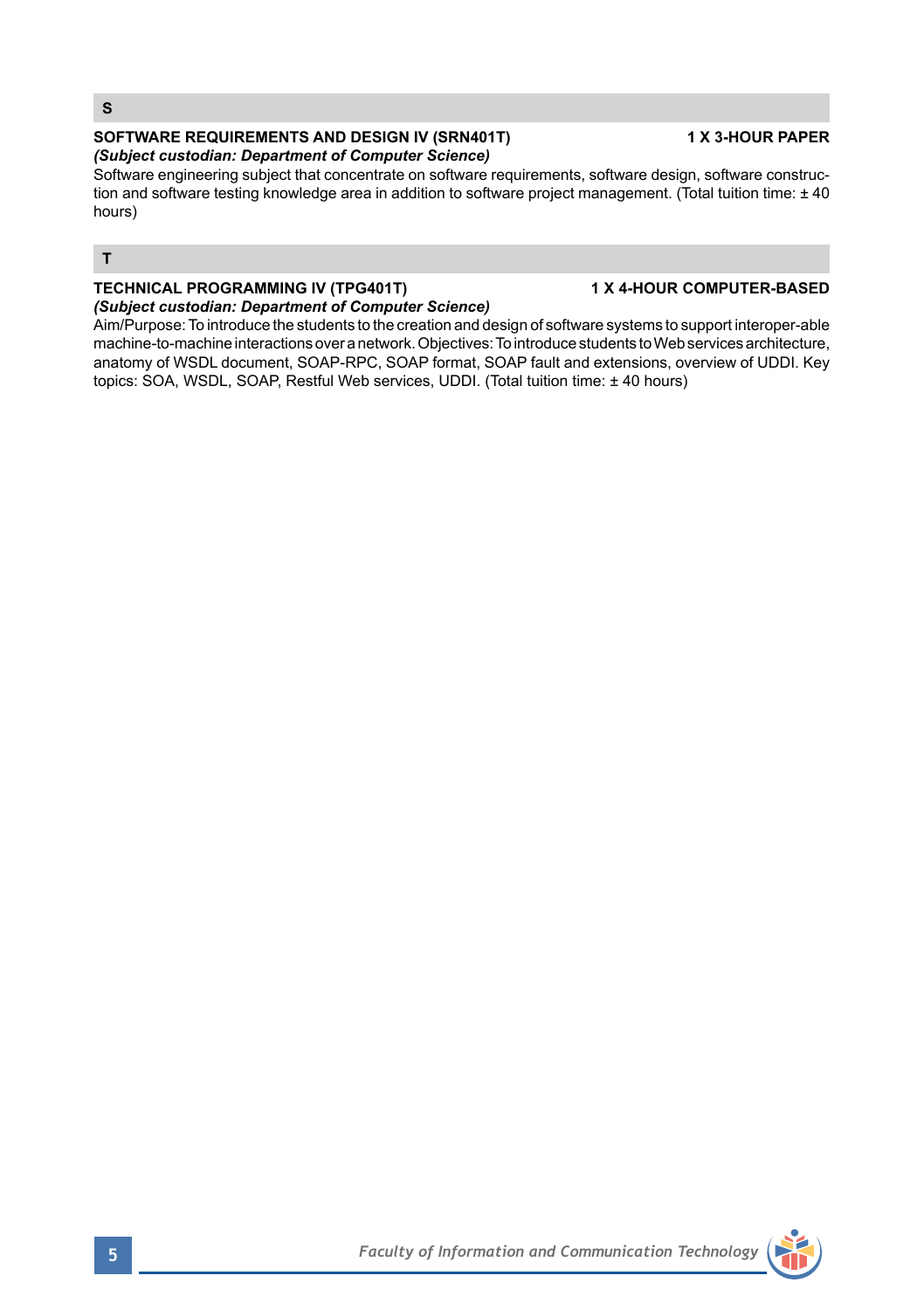## S

**SOFTWARE REQUIREMENTS AND DESIGN IV (SRN401T)** **1 X 3-HOUR PAPER**

***(Subject custodian: Department of Computer Science)***

Software engineering subject that concentrate on software requirements, software design, software construction and software testing knowledge area in addition to software project management. (Total tuition time: ± 40 hours)

## T

**TECHNICAL PROGRAMMING IV (TPG401T)** **1 X 4-HOUR COMPUTER-BASED**

***(Subject custodian: Department of Computer Science)***

Aim/Purpose: To introduce the students to the creation and design of software systems to support interoper-able machine-to-machine interactions over a network. Objectives: To introduce students to Web services architecture, anatomy of WSDL document, SOAP-RPC, SOAP format, SOAP fault and extensions, overview of UDDI. Key topics: SOA, WSDL, SOAP, Restful Web services, UDDI. (Total tuition time: ± 40 hours)